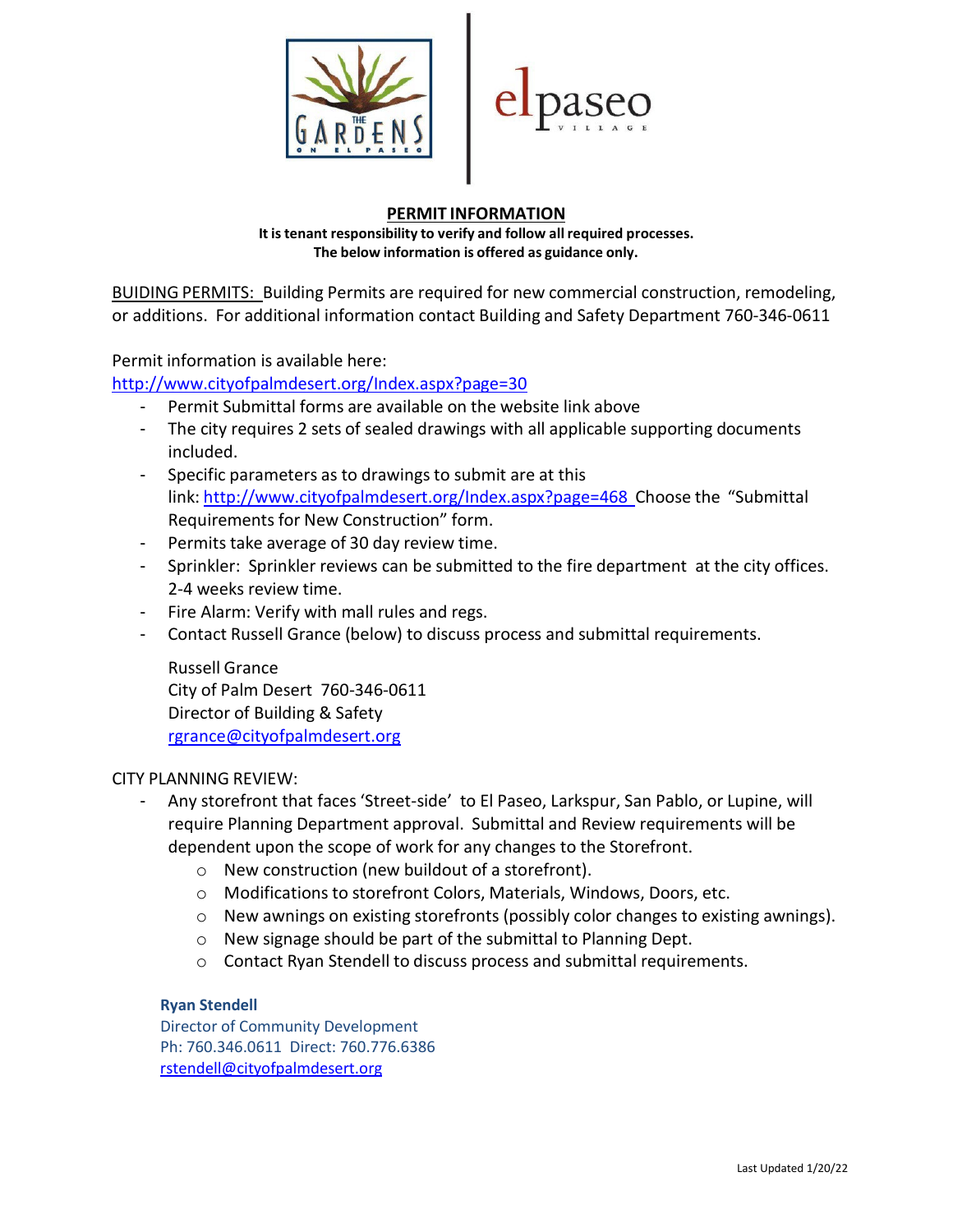## PERMIT INFORMATION

**It is tenant responsibility to verify and follow all required processes.**
**The below information is offered as guidance only.**

BUIDING PERMITS: Building Permits are required for new commercial construction, remodeling, or additions. For additional information contact Building and Safety Department 760-346-0611

Permit information is available here:
http://www.cityofpalmdesert.org/Index.aspx?page=30

- Permit Submittal forms are available on the website link above
- The city requires 2 sets of sealed drawings with all applicable supporting documents included.
- Specific parameters as to drawings to submit are at this link: http://www.cityofpalmdesert.org/Index.aspx?page=468 Choose the "Submittal Requirements for New Construction" form.
- Permits take average of 30 day review time.
- Sprinkler: Sprinkler reviews can be submitted to the fire department at the city offices. 2-4 weeks review time.
- Fire Alarm: Verify with mall rules and regs.
- Contact Russell Grance (below) to discuss process and submittal requirements.

  Russell Grance
  City of Palm Desert 760-346-0611
  Director of Building & Safety
  rgrance@cityofpalmdesert.org

CITY PLANNING REVIEW:

- Any storefront that faces 'Street-side' to El Paseo, Larkspur, San Pablo, or Lupine, will require Planning Department approval. Submittal and Review requirements will be dependent upon the scope of work for any changes to the Storefront.
  - New construction (new buildout of a storefront).
  - Modifications to storefront Colors, Materials, Windows, Doors, etc.
  - New awnings on existing storefronts (possibly color changes to existing awnings).
  - New signage should be part of the submittal to Planning Dept.
  - Contact Ryan Stendell to discuss process and submittal requirements.

  **Ryan Stendell**
  Director of Community Development
  Ph: 760.346.0611 Direct: 760.776.6386
  rstendell@cityofpalmdesert.org

Last Updated 1/20/22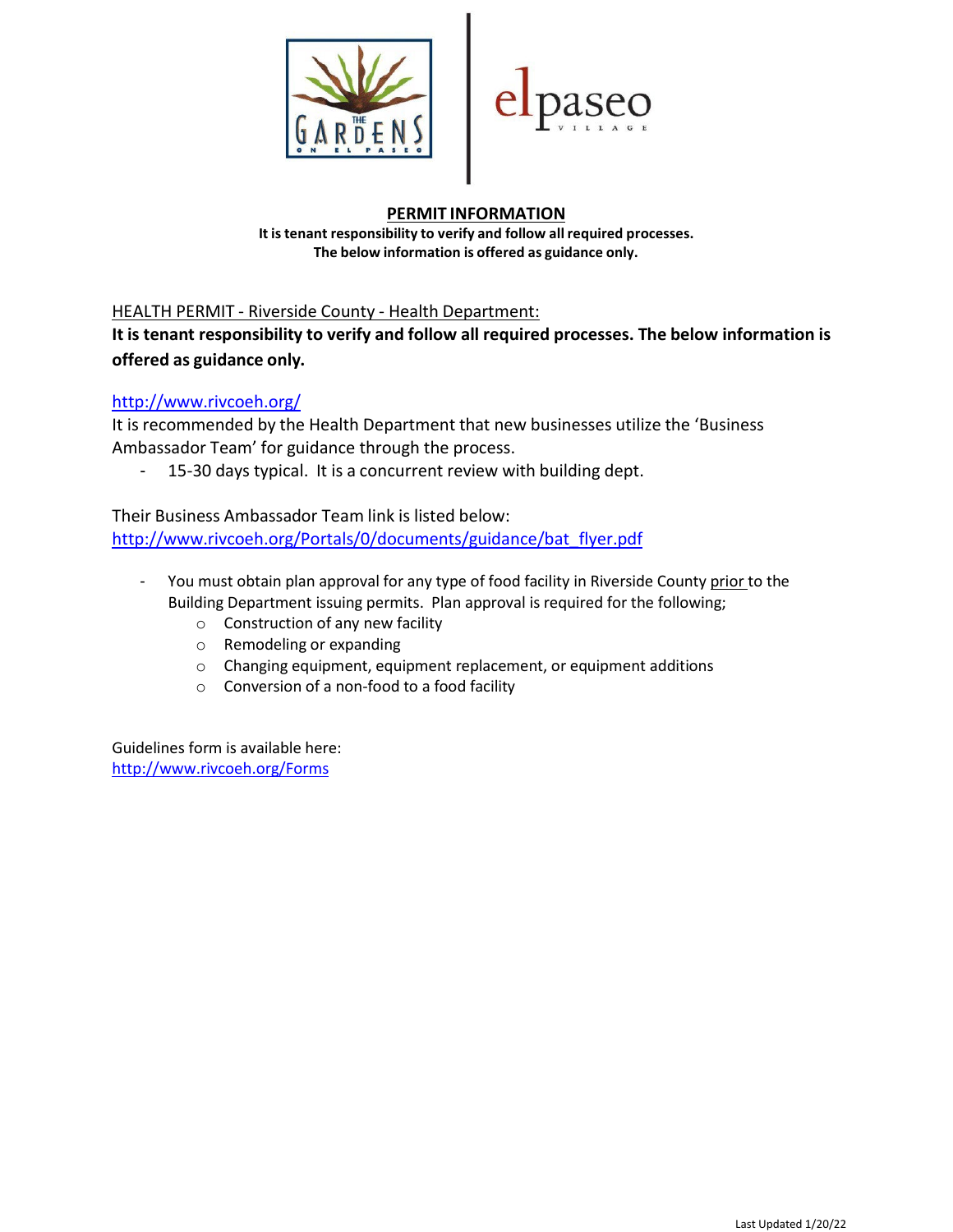## PERMIT INFORMATION

**It is tenant responsibility to verify and follow all required processes.**
**The below information is offered as guidance only.**

HEALTH PERMIT - Riverside County - Health Department:

**It is tenant responsibility to verify and follow all required processes. The below information is offered as guidance only.**

http://www.rivcoeh.org/

It is recommended by the Health Department that new businesses utilize the 'Business Ambassador Team' for guidance through the process.

- 15-30 days typical. It is a concurrent review with building dept.

Their Business Ambassador Team link is listed below:
http://www.rivcoeh.org/Portals/0/documents/guidance/bat_flyer.pdf

- You must obtain plan approval for any type of food facility in Riverside County prior to the Building Department issuing permits. Plan approval is required for the following;
  - Construction of any new facility
  - Remodeling or expanding
  - Changing equipment, equipment replacement, or equipment additions
  - Conversion of a non-food to a food facility

Guidelines form is available here:
http://www.rivcoeh.org/Forms

Last Updated 1/20/22